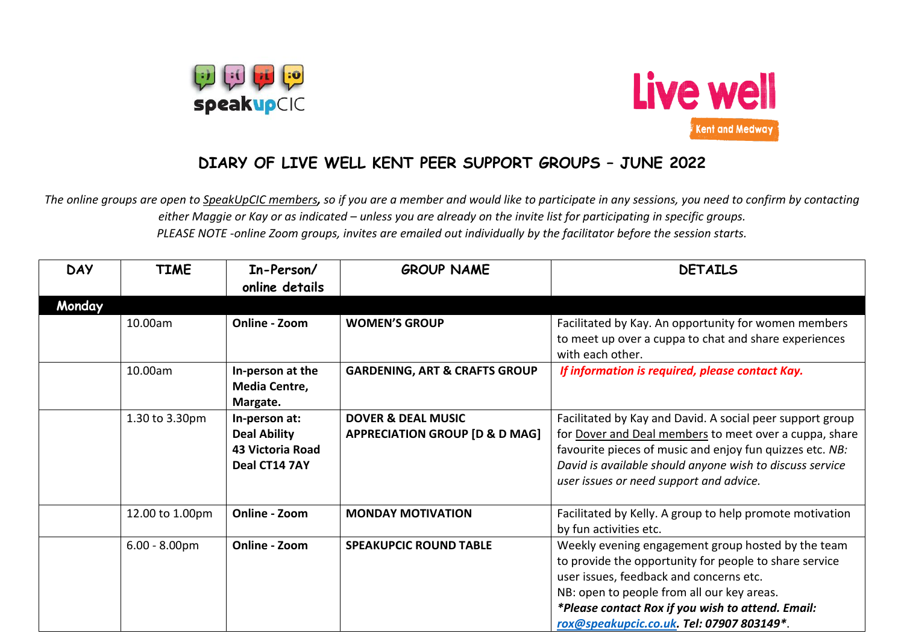# DIARY OF LIVE WELL KENT PEER SUPPORT GROUPS – JUNE 2022

*The online groups are open to SpeakUpCIC members, so if you are a member and would like to participate in any sessions, you need to confirm by contacting either Maggie or Kay or as indicated – unless you are already on the invite list for participating in specific groups.*
*PLEASE NOTE -online Zoom groups, invites are emailed out individually by the facilitator before the session starts.*

| DAY | TIME | In-Person/ online details | GROUP NAME | DETAILS |
|---|---|---|---|---|
| **Monday** | | | | |
| | 10.00am | **Online - Zoom** | **WOMEN'S GROUP** | Facilitated by Kay. An opportunity for women members to meet up over a cuppa to chat and share experiences with each other. |
| | 10.00am | **In-person at the Media Centre, Margate.** | **GARDENING, ART & CRAFTS GROUP** | ***If information is required, please contact Kay.*** |
| | 1.30 to 3.30pm | **In-person at: Deal Ability 43 Victoria Road Deal CT14 7AY** | **DOVER & DEAL MUSIC APPRECIATION GROUP [D & D MAG]** | Facilitated by Kay and David. A social peer support group for Dover and Deal members to meet over a cuppa, share favourite pieces of music and enjoy fun quizzes etc. *NB: David is available should anyone wish to discuss service user issues or need support and advice.* |
| | 12.00 to 1.00pm | **Online - Zoom** | **MONDAY MOTIVATION** | Facilitated by Kelly. A group to help promote motivation by fun activities etc. |
| | 6.00 - 8.00pm | **Online - Zoom** | **SPEAKUPCIC ROUND TABLE** | Weekly evening engagement group hosted by the team to provide the opportunity for people to share service user issues, feedback and concerns etc. NB: open to people from all our key areas. ***\*Please contact Rox if you wish to attend. Email: rox@speakupcic.co.uk. Tel: 07907 803149\**** |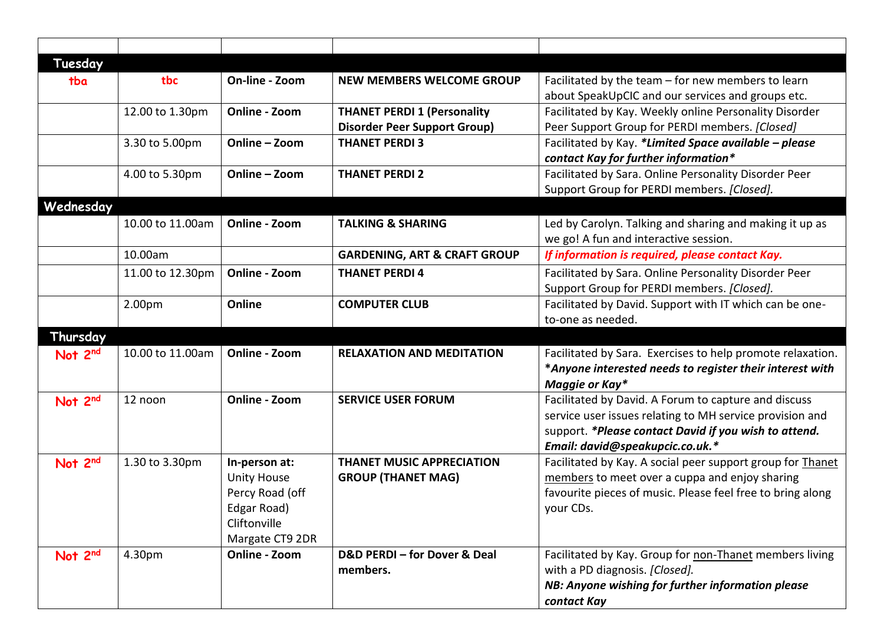| | | | | |
|---|---|---|---|---|
| **Tuesday** | | | | |
| tba | tbc | **On-line - Zoom** | **NEW MEMBERS WELCOME GROUP** | Facilitated by the team – for new members to learn about SpeakUpCIC and our services and groups etc. |
| | 12.00 to 1.30pm | **Online - Zoom** | **THANET PERDI 1 (Personality Disorder Peer Support Group)** | Facilitated by Kay. Weekly online Personality Disorder Peer Support Group for PERDI members. *[Closed]* |
| | 3.30 to 5.00pm | **Online – Zoom** | **THANET PERDI 3** | Facilitated by Kay. ***Limited Space available – please contact Kay for further information**** |
| | 4.00 to 5.30pm | **Online – Zoom** | **THANET PERDI 2** | Facilitated by Sara. Online Personality Disorder Peer Support Group for PERDI members. *[Closed].* |
| **Wednesday** | | | | |
| | 10.00 to 11.00am | **Online - Zoom** | **TALKING & SHARING** | Led by Carolyn. Talking and sharing and making it up as we go! A fun and interactive session. |
| | 10.00am | | **GARDENING, ART & CRAFT GROUP** | ***If information is required, please contact Kay.*** |
| | 11.00 to 12.30pm | **Online - Zoom** | **THANET PERDI 4** | Facilitated by Sara. Online Personality Disorder Peer Support Group for PERDI members. *[Closed].* |
| | 2.00pm | **Online** | **COMPUTER CLUB** | Facilitated by David. Support with IT which can be one-to-one as needed. |
| **Thursday** | | | | |
| Not 2nd | 10.00 to 11.00am | **Online - Zoom** | **RELAXATION AND MEDITATION** | Facilitated by Sara. Exercises to help promote relaxation. ***Anyone interested needs to register their interest with Maggie or Kay**** |
| Not 2nd | 12 noon | **Online - Zoom** | **SERVICE USER FORUM** | Facilitated by David. A Forum to capture and discuss service user issues relating to MH service provision and support. ***Please contact David if you wish to attend. Email: david@speakupcic.co.uk.**** |
| Not 2nd | 1.30 to 3.30pm | **In-person at:** Unity House Percy Road (off Edgar Road) Cliftonville Margate CT9 2DR | **THANET MUSIC APPRECIATION GROUP (THANET MAG)** | Facilitated by Kay. A social peer support group for Thanet members to meet over a cuppa and enjoy sharing favourite pieces of music. Please feel free to bring along your CDs. |
| Not 2nd | 4.30pm | **Online - Zoom** | **D&D PERDI – for Dover & Deal members.** | Facilitated by Kay. Group for non-Thanet members living with a PD diagnosis. *[Closed].* ***NB: Anyone wishing for further information please contact Kay*** |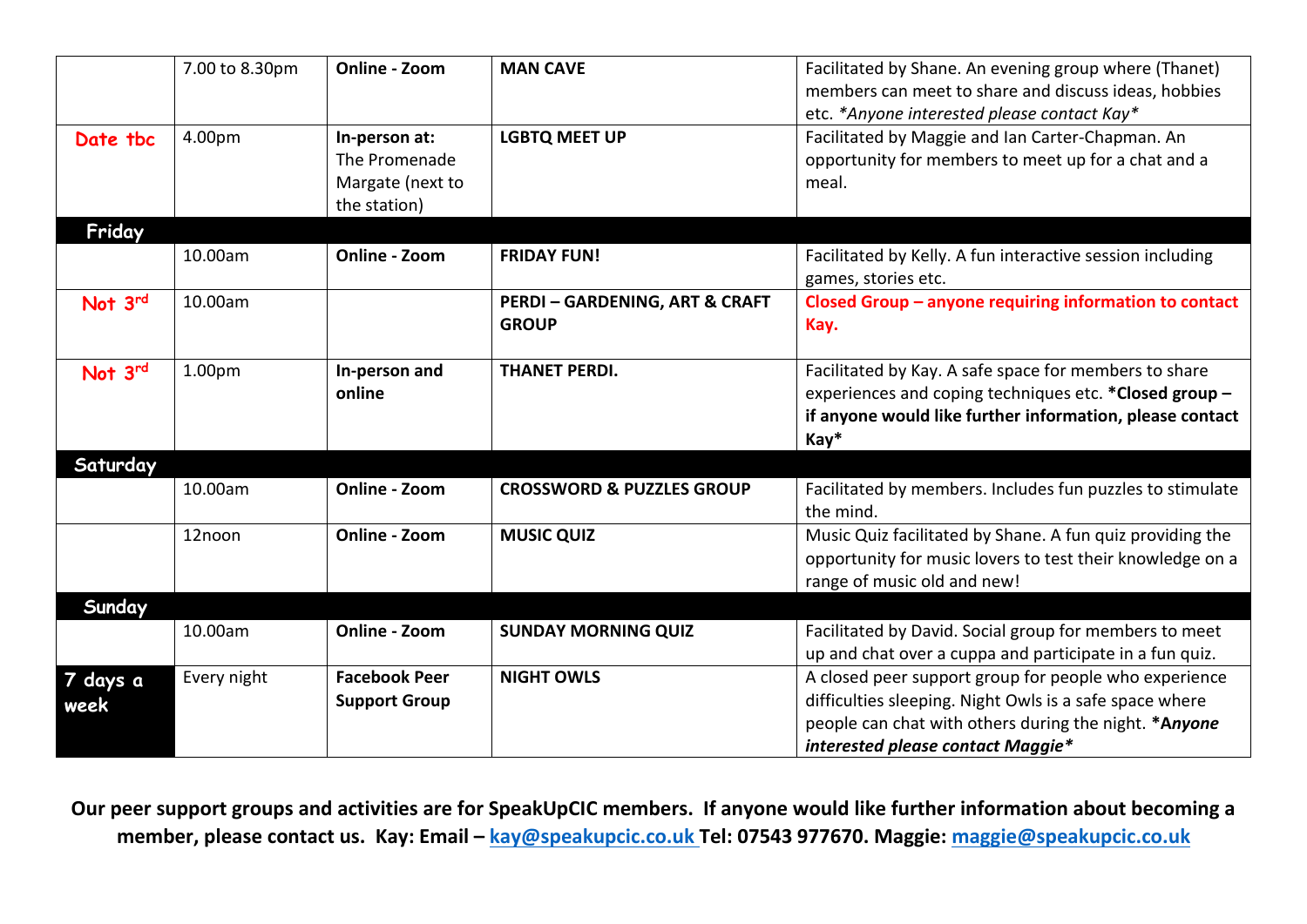| | | | | |
|---|---|---|---|---|
| | 7.00 to 8.30pm | **Online - Zoom** | **MAN CAVE** | Facilitated by Shane. An evening group where (Thanet) members can meet to share and discuss ideas, hobbies etc. *\*Anyone interested please contact Kay\** |
| Date tbc | 4.00pm | **In-person at:** The Promenade Margate (next to the station) | **LGBTQ MEET UP** | Facilitated by Maggie and Ian Carter-Chapman. An opportunity for members to meet up for a chat and a meal. |
| **Friday** | | | | |
| | 10.00am | **Online - Zoom** | **FRIDAY FUN!** | Facilitated by Kelly. A fun interactive session including games, stories etc. |
| Not 3rd | 10.00am | | **PERDI – GARDENING, ART & CRAFT GROUP** | **Closed Group – anyone requiring information to contact Kay.** |
| Not 3rd | 1.00pm | **In-person and online** | **THANET PERDI.** | Facilitated by Kay. A safe space for members to share experiences and coping techniques etc. **\*Closed group – if anyone would like further information, please contact Kay\*** |
| **Saturday** | | | | |
| | 10.00am | **Online - Zoom** | **CROSSWORD & PUZZLES GROUP** | Facilitated by members. Includes fun puzzles to stimulate the mind. |
| | 12noon | **Online - Zoom** | **MUSIC QUIZ** | Music Quiz facilitated by Shane. A fun quiz providing the opportunity for music lovers to test their knowledge on a range of music old and new! |
| **Sunday** | | | | |
| | 10.00am | **Online - Zoom** | **SUNDAY MORNING QUIZ** | Facilitated by David. Social group for members to meet up and chat over a cuppa and participate in a fun quiz. |
| **7 days a week** | Every night | **Facebook Peer Support Group** | **NIGHT OWLS** | A closed peer support group for people who experience difficulties sleeping. Night Owls is a safe space where people can chat with others during the night. ***\*Anyone interested please contact Maggie\**** |

**Our peer support groups and activities are for SpeakUpCIC members. If anyone would like further information about becoming a member, please contact us. Kay: Email – kay@speakupcic.co.uk Tel: 07543 977670. Maggie: maggie@speakupcic.co.uk**